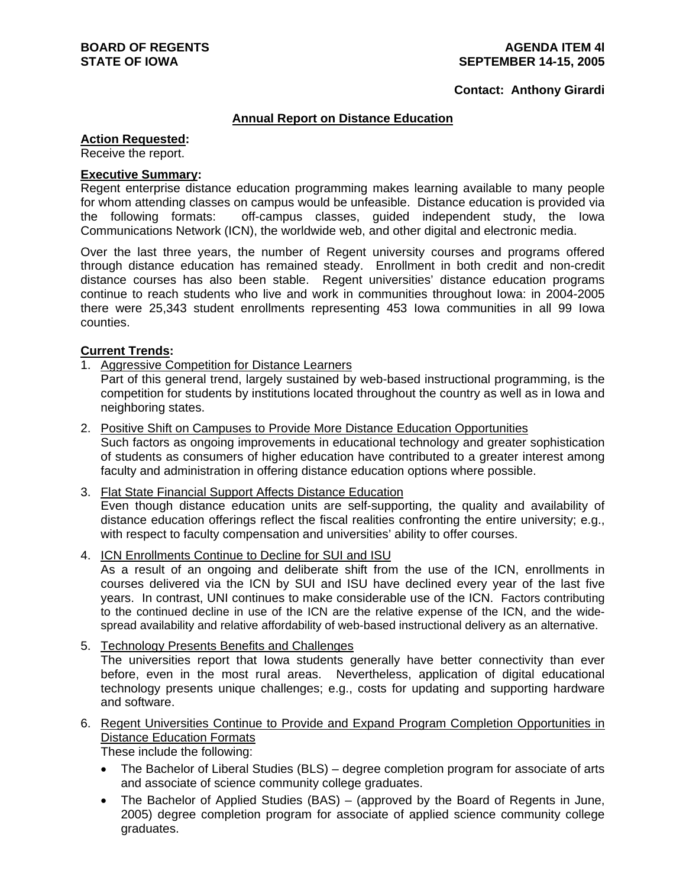**BOARD OF REGENTS**
**STATE OF IOWA**

**AGENDA ITEM 4l**
**SEPTEMBER 14-15, 2005**

**Contact: Anthony Girardi**

## Annual Report on Distance Education

**Action Requested:**
Receive the report.

**Executive Summary:**
Regent enterprise distance education programming makes learning available to many people for whom attending classes on campus would be unfeasible. Distance education is provided via the following formats: off-campus classes, guided independent study, the Iowa Communications Network (ICN), the worldwide web, and other digital and electronic media.

Over the last three years, the number of Regent university courses and programs offered through distance education has remained steady. Enrollment in both credit and non-credit distance courses has also been stable. Regent universities' distance education programs continue to reach students who live and work in communities throughout Iowa: in 2004-2005 there were 25,343 student enrollments representing 453 Iowa communities in all 99 Iowa counties.

**Current Trends:**

1. Aggressive Competition for Distance Learners
   Part of this general trend, largely sustained by web-based instructional programming, is the competition for students by institutions located throughout the country as well as in Iowa and neighboring states.

2. Positive Shift on Campuses to Provide More Distance Education Opportunities
   Such factors as ongoing improvements in educational technology and greater sophistication of students as consumers of higher education have contributed to a greater interest among faculty and administration in offering distance education options where possible.

3. Flat State Financial Support Affects Distance Education
   Even though distance education units are self-supporting, the quality and availability of distance education offerings reflect the fiscal realities confronting the entire university; e.g., with respect to faculty compensation and universities' ability to offer courses.

4. ICN Enrollments Continue to Decline for SUI and ISU
   As a result of an ongoing and deliberate shift from the use of the ICN, enrollments in courses delivered via the ICN by SUI and ISU have declined every year of the last five years. In contrast, UNI continues to make considerable use of the ICN. Factors contributing to the continued decline in use of the ICN are the relative expense of the ICN, and the wide-spread availability and relative affordability of web-based instructional delivery as an alternative.

5. Technology Presents Benefits and Challenges
   The universities report that Iowa students generally have better connectivity than ever before, even in the most rural areas. Nevertheless, application of digital educational technology presents unique challenges; e.g., costs for updating and supporting hardware and software.

6. Regent Universities Continue to Provide and Expand Program Completion Opportunities in Distance Education Formats
   These include the following:
   - The Bachelor of Liberal Studies (BLS) – degree completion program for associate of arts and associate of science community college graduates.
   - The Bachelor of Applied Studies (BAS) – (approved by the Board of Regents in June, 2005) degree completion program for associate of applied science community college graduates.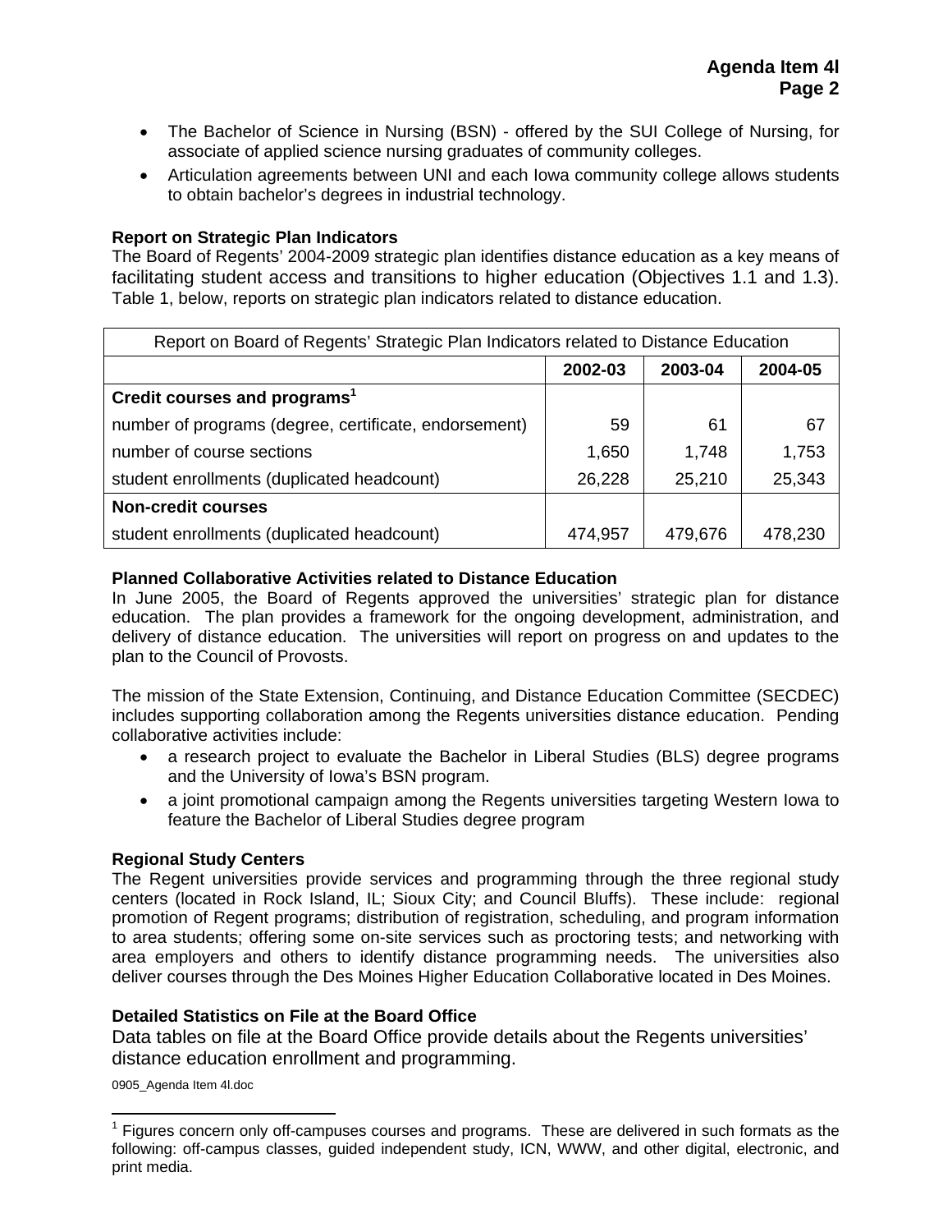- The Bachelor of Science in Nursing (BSN) - offered by the SUI College of Nursing, for associate of applied science nursing graduates of community colleges.
- Articulation agreements between UNI and each Iowa community college allows students to obtain bachelor's degrees in industrial technology.

**Report on Strategic Plan Indicators**

The Board of Regents' 2004-2009 strategic plan identifies distance education as a key means of facilitating student access and transitions to higher education (Objectives 1.1 and 1.3). Table 1, below, reports on strategic plan indicators related to distance education.

| Report on Board of Regents' Strategic Plan Indicators related to Distance Education | | | |
|---|---|---|---|
| | **2002-03** | **2003-04** | **2004-05** |
| **Credit courses and programs**[1] | | | |
| number of programs (degree, certificate, endorsement) | 59 | 61 | 67 |
| number of course sections | 1,650 | 1,748 | 1,753 |
| student enrollments (duplicated headcount) | 26,228 | 25,210 | 25,343 |
| **Non-credit courses** | | | |
| student enrollments (duplicated headcount) | 474,957 | 479,676 | 478,230 |

**Planned Collaborative Activities related to Distance Education**

In June 2005, the Board of Regents approved the universities' strategic plan for distance education. The plan provides a framework for the ongoing development, administration, and delivery of distance education. The universities will report on progress on and updates to the plan to the Council of Provosts.

The mission of the State Extension, Continuing, and Distance Education Committee (SECDEC) includes supporting collaboration among the Regents universities distance education. Pending collaborative activities include:

- a research project to evaluate the Bachelor in Liberal Studies (BLS) degree programs and the University of Iowa's BSN program.
- a joint promotional campaign among the Regents universities targeting Western Iowa to feature the Bachelor of Liberal Studies degree program

**Regional Study Centers**

The Regent universities provide services and programming through the three regional study centers (located in Rock Island, IL; Sioux City; and Council Bluffs). These include: regional promotion of Regent programs; distribution of registration, scheduling, and program information to area students; offering some on-site services such as proctoring tests; and networking with area employers and others to identify distance programming needs. The universities also deliver courses through the Des Moines Higher Education Collaborative located in Des Moines.

**Detailed Statistics on File at the Board Office**

Data tables on file at the Board Office provide details about the Regents universities' distance education enrollment and programming.

0905_Agenda Item 4l.doc

[1] Figures concern only off-campuses courses and programs. These are delivered in such formats as the following: off-campus classes, guided independent study, ICN, WWW, and other digital, electronic, and print media.